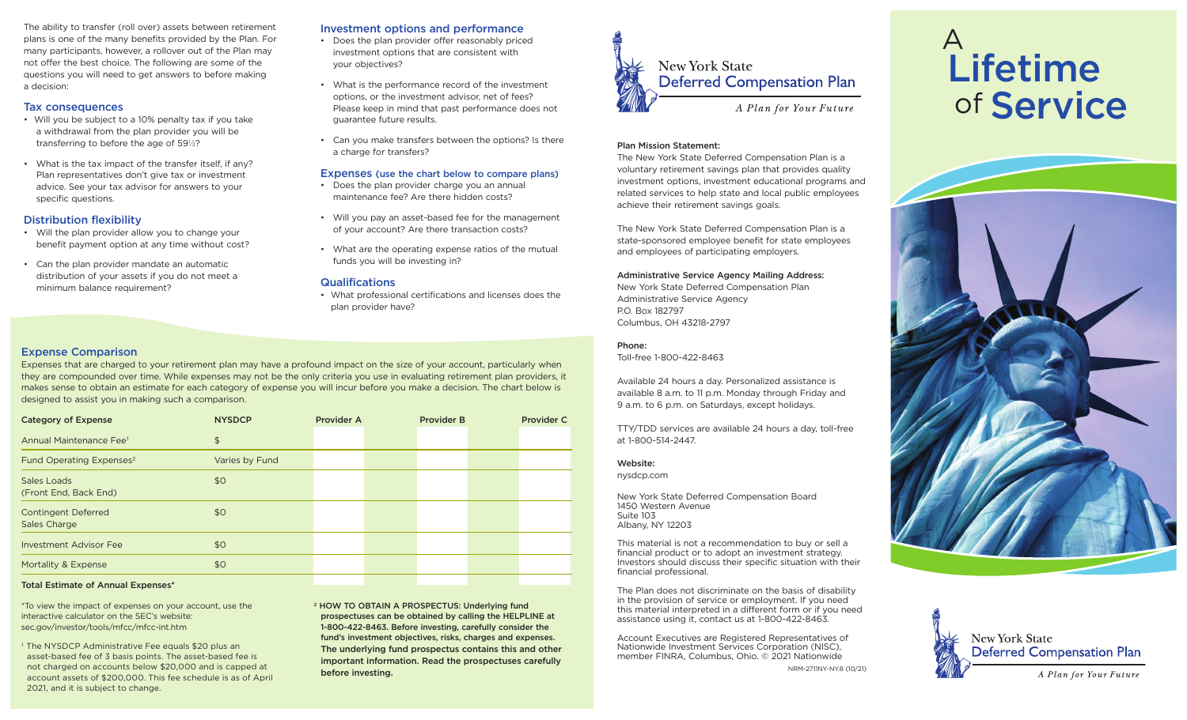The ability to transfer (roll over) assets between retirement plans is one of the many benefits provided by the Plan. For many participants, however, a rollover out of the Plan may not offer the best choice. The following are some of the questions you will need to get answers to before making a decision:

### Tax consequences

- Will you be subject to a 10% penalty tax if you take a withdrawal from the plan provider you will be transferring to before the age of 59½?
- What is the tax impact of the transfer itself, if any? Plan representatives don't give tax or investment advice. See your tax advisor for answers to your specific questions.

### Distribution flexibility

- Will the plan provider allow you to change your benefit payment option at any time without cost?
- Can the plan provider mandate an automatic distribution of your assets if you do not meet a minimum balance requirement?

### Investment options and performance

- Does the plan provider offer reasonably priced investment options that are consistent with your objectives?
- What is the performance record of the investment options, or the investment advisor, net of fees? Please keep in mind that past performance does not guarantee future results.
- Can you make transfers between the options? Is there a charge for transfers?

### Expenses (use the chart below to compare plans)

- Does the plan provider charge you an annual maintenance fee? Are there hidden costs?
- Will you pay an asset-based fee for the management of your account? Are there transaction costs?
- What are the operating expense ratios of the mutual funds you will be investing in?

### Qualifications

- What professional certifications and licenses does the plan provider have?

## Expense Comparison

Expenses that are charged to your retirement plan may have a profound impact on the size of your account, particularly when they are compounded over time. While expenses may not be the only criteria you use in evaluating retirement plan providers, it makes sense to obtain an estimate for each category of expense you will incur before you make a decision. The chart below is designed to assist you in making such a comparison.

| Category of Expense | NYSDCP | Provider A | Provider B | Provider C |
|---|---|---|---|---|
| Annual Maintenance Fee[1] | $ | | | |
| Fund Operating Expenses[2] | Varies by Fund | | | |
| Sales Loads (Front End, Back End) | $0 | | | |
| Contingent Deferred Sales Charge | $0 | | | |
| Investment Advisor Fee | $0 | | | |
| Mortality & Expense | $0 | | | |
| **Total Estimate of Annual Expenses*** | | | | |

*To view the impact of expenses on your account, use the interactive calculator on the SEC's website: sec.gov/investor/tools/mfcc/mfcc-int.htm

[1] The NYSDCP Administrative Fee equals $20 plus an asset-based fee of 3 basis points. The asset-based fee is not charged on accounts below $20,000 and is capped at account assets of $200,000. This fee schedule is as of April 2021, and it is subject to change.

[2] **HOW TO OBTAIN A PROSPECTUS: Underlying fund prospectuses can be obtained by calling the HELPLINE at 1-800-422-8463. Before investing, carefully consider the fund's investment objectives, risks, charges and expenses. The underlying fund prospectus contains this and other important information. Read the prospectuses carefully before investing.**

New York State Deferred Compensation Plan

*A Plan for Your Future*

**Plan Mission Statement:**
The New York State Deferred Compensation Plan is a voluntary retirement savings plan that provides quality investment options, investment educational programs and related services to help state and local public employees achieve their retirement savings goals.

The New York State Deferred Compensation Plan is a state-sponsored employee benefit for state employees and employees of participating employers.

**Administrative Service Agency Mailing Address:**
New York State Deferred Compensation Plan
Administrative Service Agency
P.O. Box 182797
Columbus, OH 43218-2797

**Phone:**
Toll-free 1-800-422-8463

Available 24 hours a day. Personalized assistance is available 8 a.m. to 11 p.m. Monday through Friday and 9 a.m. to 6 p.m. on Saturdays, except holidays.

TTY/TDD services are available 24 hours a day, toll-free at 1-800-514-2447.

**Website:**
nysdcp.com

New York State Deferred Compensation Board
1450 Western Avenue
Suite 103
Albany, NY 12203

This material is not a recommendation to buy or sell a financial product or to adopt an investment strategy. Investors should discuss their specific situation with their financial professional.

The Plan does not discriminate on the basis of disability in the provision of service or employment. If you need this material interpreted in a different form or if you need assistance using it, contact us at 1-800-422-8463.

Account Executives are Registered Representatives of Nationwide Investment Services Corporation (NISC), member FINRA, Columbus, Ohio. © 2021 Nationwide

NRM-2711NY-NY.8 (10/21)

# A Lifetime of Service

New York State Deferred Compensation Plan

*A Plan for Your Future*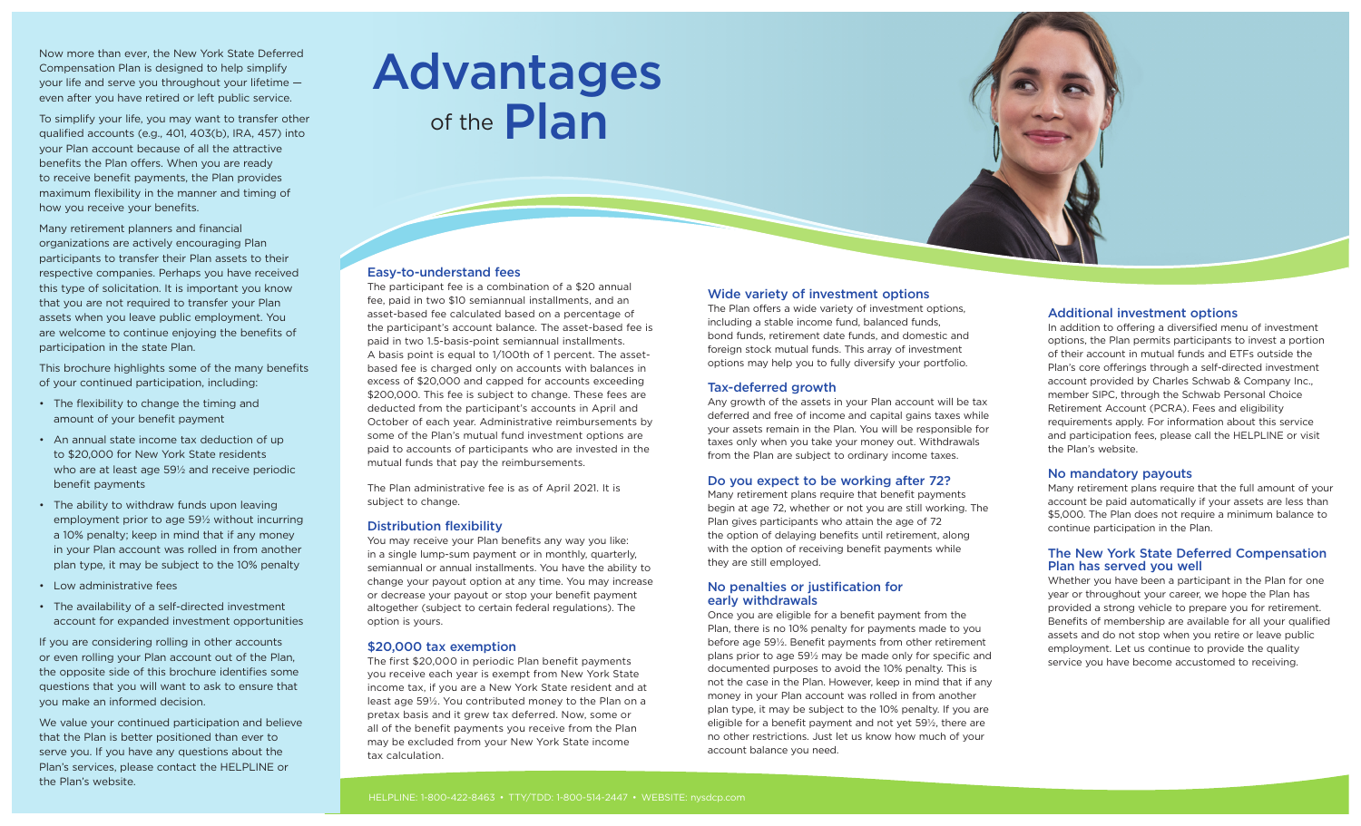Now more than ever, the New York State Deferred Compensation Plan is designed to help simplify your life and serve you throughout your lifetime — even after you have retired or left public service.

To simplify your life, you may want to transfer other qualified accounts (e.g., 401, 403(b), IRA, 457) into your Plan account because of all the attractive benefits the Plan offers. When you are ready to receive benefit payments, the Plan provides maximum flexibility in the manner and timing of how you receive your benefits.

Many retirement planners and financial organizations are actively encouraging Plan participants to transfer their Plan assets to their respective companies. Perhaps you have received this type of solicitation. It is important you know that you are not required to transfer your Plan assets when you leave public employment. You are welcome to continue enjoying the benefits of participation in the state Plan.

This brochure highlights some of the many benefits of your continued participation, including:

- The flexibility to change the timing and amount of your benefit payment
- An annual state income tax deduction of up to $20,000 for New York State residents who are at least age 59½ and receive periodic benefit payments
- The ability to withdraw funds upon leaving employment prior to age 59½ without incurring a 10% penalty; keep in mind that if any money in your Plan account was rolled in from another plan type, it may be subject to the 10% penalty
- Low administrative fees
- The availability of a self-directed investment account for expanded investment opportunities

If you are considering rolling in other accounts or even rolling your Plan account out of the Plan, the opposite side of this brochure identifies some questions that you will want to ask to ensure that you make an informed decision.

We value your continued participation and believe that the Plan is better positioned than ever to serve you. If you have any questions about the Plan's services, please contact the HELPLINE or the Plan's website.

# Advantages of the Plan

## Easy-to-understand fees

The participant fee is a combination of a $20 annual fee, paid in two $10 semiannual installments, and an asset-based fee calculated based on a percentage of the participant's account balance. The asset-based fee is paid in two 1.5-basis-point semiannual installments. A basis point is equal to 1/100th of 1 percent. The asset-based fee is charged only on accounts with balances in excess of $20,000 and capped for accounts exceeding $200,000. This fee is subject to change. These fees are deducted from the participant's accounts in April and October of each year. Administrative reimbursements by some of the Plan's mutual fund investment options are paid to accounts of participants who are invested in the mutual funds that pay the reimbursements.

The Plan administrative fee is as of April 2021. It is subject to change.

## Distribution flexibility

You may receive your Plan benefits any way you like: in a single lump-sum payment or in monthly, quarterly, semiannual or annual installments. You have the ability to change your payout option at any time. You may increase or decrease your payout or stop your benefit payment altogether (subject to certain federal regulations). The option is yours.

## $20,000 tax exemption

The first $20,000 in periodic Plan benefit payments you receive each year is exempt from New York State income tax, if you are a New York State resident and at least age 59½. You contributed money to the Plan on a pretax basis and it grew tax deferred. Now, some or all of the benefit payments you receive from the Plan may be excluded from your New York State income tax calculation.

## Wide variety of investment options

The Plan offers a wide variety of investment options, including a stable income fund, balanced funds, bond funds, retirement date funds, and domestic and foreign stock mutual funds. This array of investment options may help you to fully diversify your portfolio.

## Tax-deferred growth

Any growth of the assets in your Plan account will be tax deferred and free of income and capital gains taxes while your assets remain in the Plan. You will be responsible for taxes only when you take your money out. Withdrawals from the Plan are subject to ordinary income taxes.

## Do you expect to be working after 72?

Many retirement plans require that benefit payments begin at age 72, whether or not you are still working. The Plan gives participants who attain the age of 72 the option of delaying benefits until retirement, along with the option of receiving benefit payments while they are still employed.

## No penalties or justification for early withdrawals

Once you are eligible for a benefit payment from the Plan, there is no 10% penalty for payments made to you before age 59½. Benefit payments from other retirement plans prior to age 59½ may be made only for specific and documented purposes to avoid the 10% penalty. This is not the case in the Plan. However, keep in mind that if any money in your Plan account was rolled in from another plan type, it may be subject to the 10% penalty. If you are eligible for a benefit payment and not yet 59½, there are no other restrictions. Just let us know how much of your account balance you need.

## Additional investment options

In addition to offering a diversified menu of investment options, the Plan permits participants to invest a portion of their account in mutual funds and ETFs outside the Plan's core offerings through a self-directed investment account provided by Charles Schwab & Company Inc., member SIPC, through the Schwab Personal Choice Retirement Account (PCRA). Fees and eligibility requirements apply. For information about this service and participation fees, please call the HELPLINE or visit the Plan's website.

## No mandatory payouts

Many retirement plans require that the full amount of your account be paid automatically if your assets are less than $5,000. The Plan does not require a minimum balance to continue participation in the Plan.

## The New York State Deferred Compensation Plan has served you well

Whether you have been a participant in the Plan for one year or throughout your career, we hope the Plan has provided a strong vehicle to prepare you for retirement. Benefits of membership are available for all your qualified assets and do not stop when you retire or leave public employment. Let us continue to provide the quality service you have become accustomed to receiving.

HELPLINE: 1-800-422-8463 • TTY/TDD: 1-800-514-2447 • WEBSITE: nysdcp.com